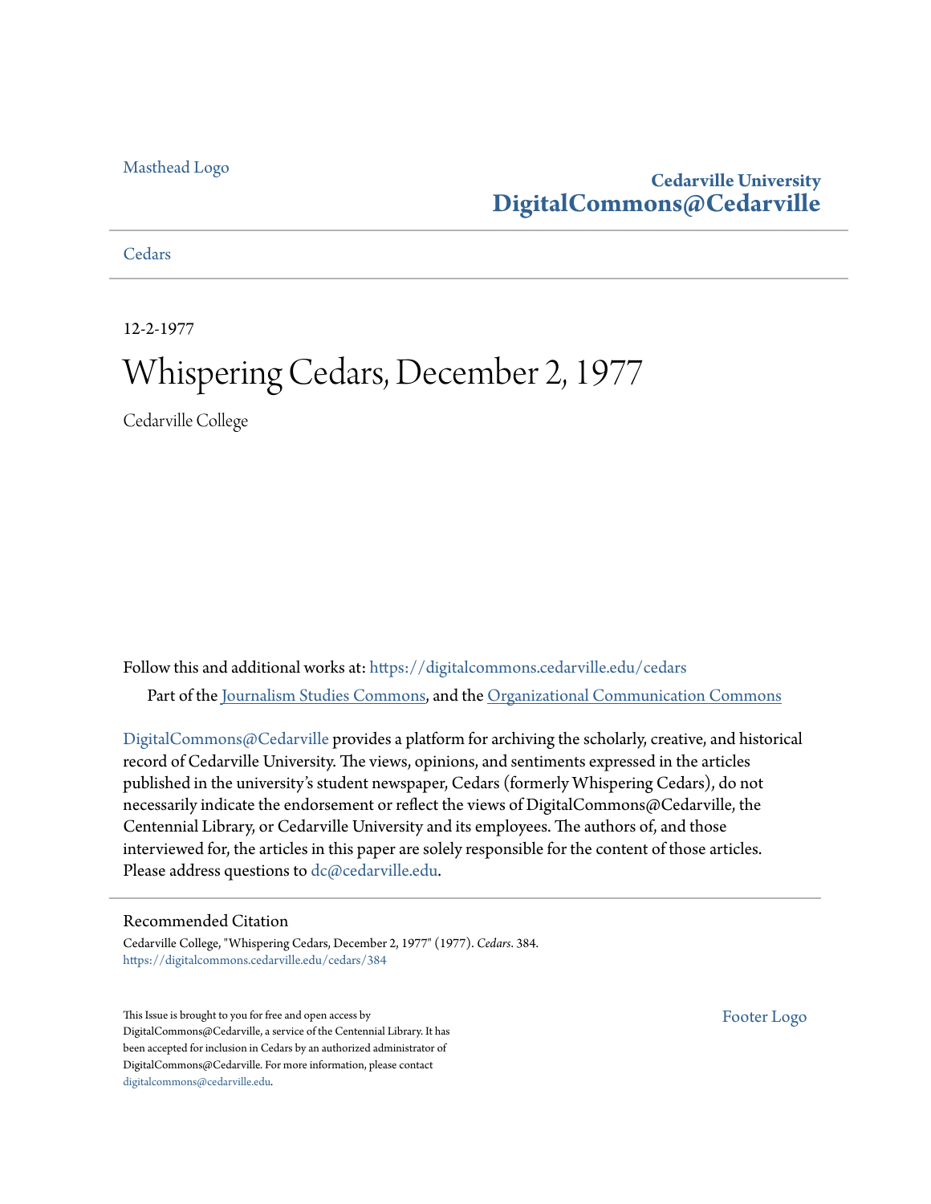Masthead Logo

Cedarville University
**DigitalCommons@Cedarville**

Cedars

12-2-1977

# Whispering Cedars, December 2, 1977

Cedarville College

Follow this and additional works at: https://digitalcommons.cedarville.edu/cedars

Part of the Journalism Studies Commons, and the Organizational Communication Commons

DigitalCommons@Cedarville provides a platform for archiving the scholarly, creative, and historical record of Cedarville University. The views, opinions, and sentiments expressed in the articles published in the university's student newspaper, Cedars (formerly Whispering Cedars), do not necessarily indicate the endorsement or reflect the views of DigitalCommons@Cedarville, the Centennial Library, or Cedarville University and its employees. The authors of, and those interviewed for, the articles in this paper are solely responsible for the content of those articles. Please address questions to dc@cedarville.edu.

## Recommended Citation

Cedarville College, "Whispering Cedars, December 2, 1977" (1977). *Cedars*. 384.
https://digitalcommons.cedarville.edu/cedars/384

This Issue is brought to you for free and open access by DigitalCommons@Cedarville, a service of the Centennial Library. It has been accepted for inclusion in Cedars by an authorized administrator of DigitalCommons@Cedarville. For more information, please contact digitalcommons@cedarville.edu.

Footer Logo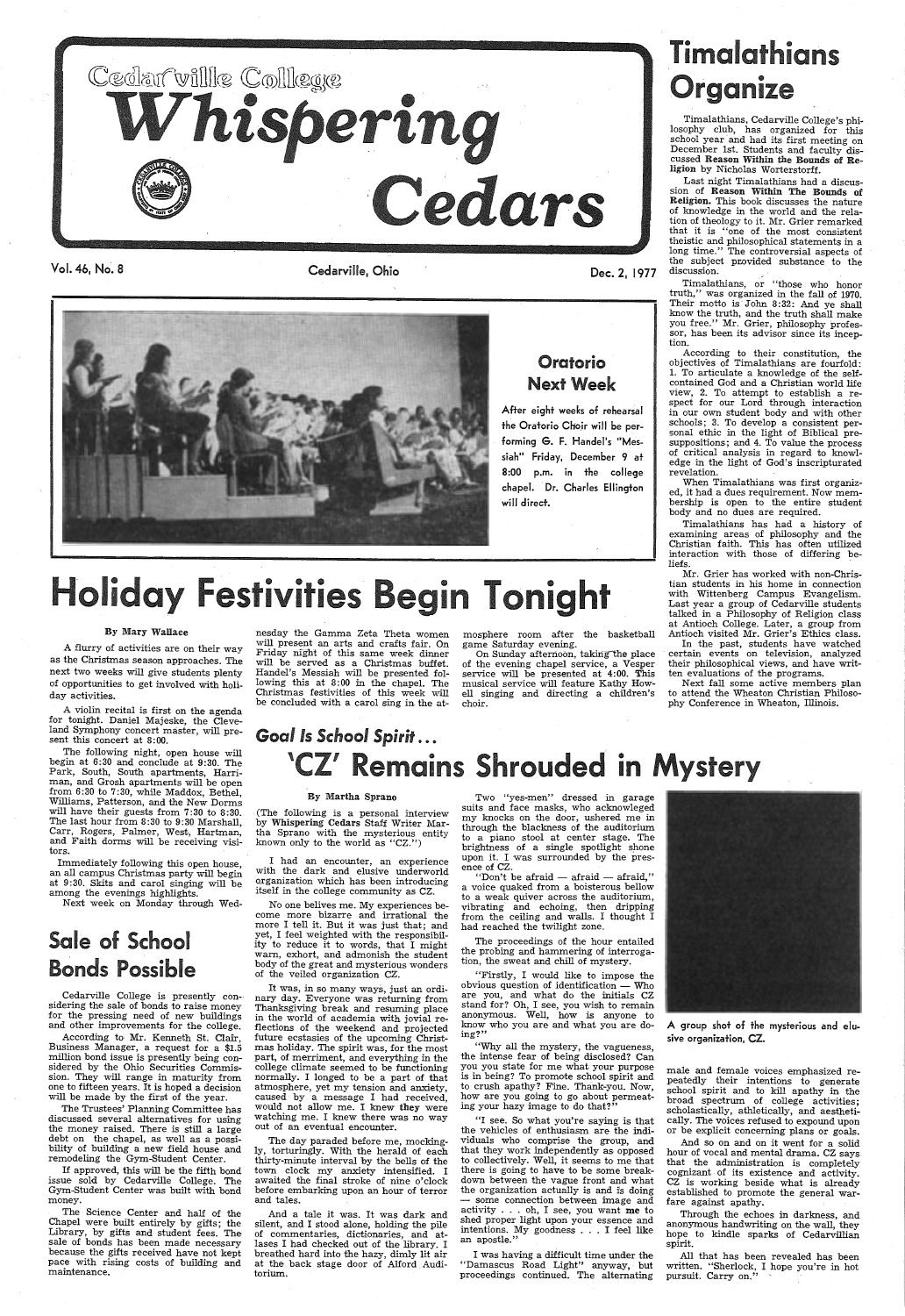# Cedarville College Whispering Cedars

Vol. 46, No. 8 — Cedarville, Ohio — Dec. 2, 1977

## Oratorio Next Week

After eight weeks of rehearsal the Oratorio Choir will be performing G. F. Handel's "Messiah" Friday, December 9 at 8:00 p.m. in the college chapel. Dr. Charles Ellington will direct.

# Holiday Festivities Begin Tonight

By Mary Wallace

A flurry of activities are on their way as the Christmas season approaches. The next two weeks will give students plenty of opportunities to get involved with holiday activities.

A violin recital is first on the agenda for tonight. Daniel Majeske, the Cleveland Symphony concert master, will present this concert at 8:00.

The following night, open house will begin at 6:30 and conclude at 9:30. The Park, South, South apartments, Harriman, and Grosh apartments will be open from 6:30 to 7:30, while Maddox, Bethel, Williams, Patterson, and the New Dorms will have their guests from 7:30 to 8:30. The last hour from 8:30 to 9:30 Marshall, Carr, Rogers, Palmer, West, Hartman, and Faith dorms will be receiving visitors.

Immediately following this open house, an all campus Christmas party will begin at 9:30. Skits and carol singing will be among the evenings highlights.

Next week on Monday through Wednesday the Gamma Zeta Theta women will present an arts and crafts fair. On Friday night of this same week dinner will be served as a Christmas buffet. Handel's Messiah will be presented following this at 8:00 in the chapel. The Christmas festivities of this week will be concluded with a carol sing in the atmosphere room after the basketball game Saturday evening.

On Sunday afternoon, taking the place of the evening chapel service, a Vesper service will be presented at 4:00. This musical service will feature Kathy Howell singing and directing a children's choir.

## Sale of School Bonds Possible

Cedarville College is presently considering the sale of bonds to raise money for the pressing need of new buildings and other improvements for the college.

According to Mr. Kenneth St. Clair, Business Manager, a request for a $1.5 million bond issue is presently being considered by the Ohio Securities Commission. They will range in maturity from one to fifteen years. It is hoped a decision will be made by the first of the year.

The Trustees' Planning Committee has discussed several alternatives for using the money raised. There is still a large debt on the chapel, as well as a possibility of building a new field house and remodeling the Gym-Student Center.

If approved, this will be the fifth bond issue sold by Cedarville College. The Gym-Student Center was built with bond money.

The Science Center and half of the Chapel were built entirely by gifts; the Library, by gifts and student fees. The sale of bonds has been made necessary because the gifts received have not kept pace with rising costs of building and maintenance.

### *Goal Is School Spirit...*

# 'CZ' Remains Shrouded in Mystery

By Martha Sprano

(The following is a personal interview by **Whispering Cedars** Staff Writer Martha Sprano with the mysterious entity known only to the world as "CZ.")

I had an encounter, an experience with the dark and elusive underworld organization which has been introducing itself in the college community as CZ.

No one belives me. My experiences become more bizarre and irrational the more I tell it. But it was just that; and yet, I feel weighted with the responsibility to reduce it to words, that I might warn, exhort, and admonish the student body of the great and mysterious wonders of the veiled organization CZ.

It was, in so many ways, just an ordinary day. Everyone was returning from Thanksgiving break and resuming place in the world of academia with jovial reflections of the weekend and projected future ecstasies of the upcoming Christmas holiday. The spirit was, for the most part, of merriment, and everything in the college climate seemed to be functioning normally. I longed to be a part of that atmosphere, yet my tension and anxiety, caused by a message I had received, would not allow me. I knew **they** were watching me. I knew there was no way out of an eventual encounter.

The day paraded before me, mockingly, torturingly. With the herald of each thirty-minute interval by the bells of the town clock my anxiety intensified. I awaited the final stroke of nine o'clock before embarking upon an hour of terror and tales.

And a tale it was. It was dark and silent, and I stood alone, holding the pile of commentaries, dictionaries, and atlases I had checked out of the library. I breathed hard into the hazy, dimly lit air at the back stage door of Alford Auditorium.

Two "yes-men" dressed in garage suits and face masks, who acknowledged my knocks on the door, ushered me in through the blackness of the auditorium to a piano stool at center stage. The brightness of a single spotlight shone upon it. I was surrounded by the presence of CZ.

"Don't be afraid — afraid — afraid," a voice quaked from a boisterous bellow to a weak quiver across the auditorium, vibrating and echoing, then dripping from the ceiling and walls. I thought I had reached the twilight zone.

The proceedings of the hour entailed the probing and hammering of interrogation, the sweat and chill of mystery.

"Firstly, I would like to impose the obvious question of identification — Who are you, and what do the initials CZ stand for? Oh, I see, you wish to remain anonymous. Well, how is anyone to know who you are and what you are doing?"

"Why all the mystery, the vagueness, the intense fear of being disclosed? Can you you state for me what your purpose is in being? To promote school spirit and to crush apathy? Fine. Thank-you. Now, how are you going to go about permeating your hazy image to do that?"

"I see. So what you're saying is that the vehicles of enthusiasm are the individuals who comprise the group, and that they work independently as opposed to collectively. Well, it seems to me that there is going to have to be some breakdown between the vague front and what the organization actually is and is doing — some connection between image and activity . . . oh, I see, you want **me** to shed proper light upon your essence and intentions. My goodness . . . I feel like an apostle."

I was having a difficult time under the "Damascus Road Light" anyway, but proceedings continued. The alternating male and female voices emphasized repeatedly their intentions to generate school spirit and to kill apathy in the broad spectrum of college activities; scholastically, athletically, and aesthetically. The voices refused to expound upon or be explicit concerning plans or goals.

And so on and on it went for a solid hour of vocal and mental drama. CZ says that the administration is completely cognizant of its existence and activity. CZ is working beside what is already established to promote the general warfare against apathy.

Through the echoes in darkness, and anonymous handwriting on the wall, they hope to kindle sparks of Cedarvillian spirit.

All that has been revealed has been written. "Sherlock, I hope you're in hot pursuit. Carry on."

A group shot of the mysterious and elusive organization, CZ.

# Timalathians Organize

Timalathians, Cedarville College's philosophy club, has organized for this school year and had its first meeting on December 1st. Students and faculty discussed **Reason Within the Bounds of Religion** by Nicholas Worterstorff.

Last night Timalathians had a discussion of **Reason Within The Bounds of Religion.** This book discusses the nature of knowledge in the world and the relation of theology to it. Mr. Grier remarked that it is "one of the most consistent theistic and philosophical statements in a long time." The controversial aspects of the subject provided substance to the discussion.

Timalathians, or "those who honor truth," was organized in the fall of 1970. Their motto is John 8:32: And ye shall know the truth, and the truth shall make you free." Mr. Grier, philosophy professor, has been its advisor since its inception.

According to their constitution, the objectives of Timalathians are fourfold: 1. To articulate a knowledge of the self-contained God and a Christian world life view, 2. To attempt to establish a respect for our Lord through interaction in our own student body and with other schools; 3. To develop a consistent personal ethic in the light of Biblical presuppositions; and 4. To value the process of critical analysis in regard to knowledge in the light of God's inscripturated revelation.

When Timalathians was first organized, it had a dues requirement. Now membership is open to the entire student body and no dues are required.

Timalathians has had a history of examining areas of philosophy and the Christian faith. This has often utilized interaction with those of differing beliefs.

Mr. Grier has worked with non-Christian students in his home in connection with Wittenberg Campus Evangelism. Last year a group of Cedarville students talked in a Philosophy of Religion class at Antioch College. Later, a group from Antioch visited Mr. Grier's Ethics class.

In the past, students have watched certain events on television, analyzed their philosophical views, and have written evaluations of the programs.

Next fall some active members plan to attend the Wheaton Christian Philosophy Conference in Wheaton, Illinois.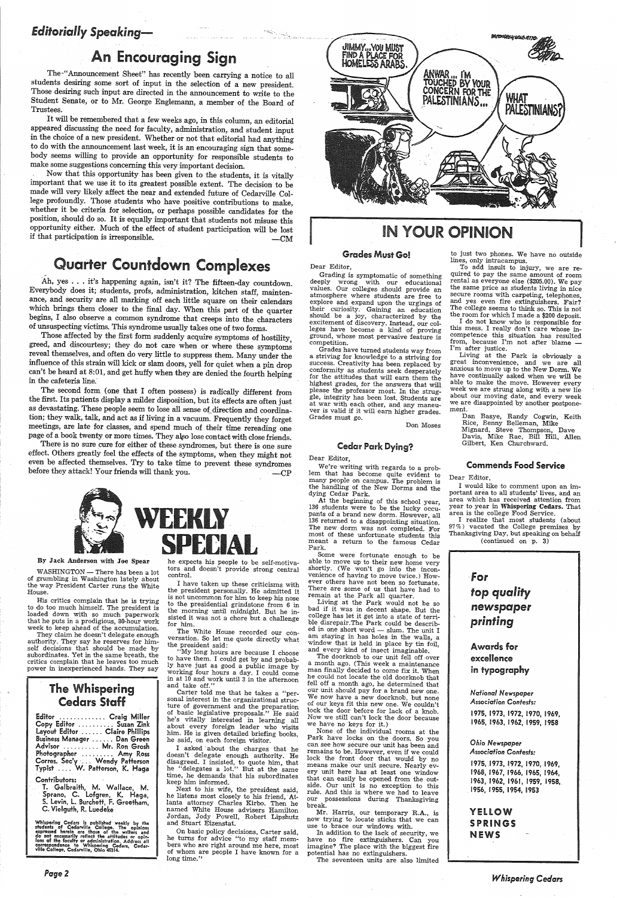## Editorially Speaking—

# An Encouraging Sign

The "Announcement Sheet" has recently been carrying a notice to all students desiring some sort of input in the selection of a new president. Those desiring such input are directed in the announcement to write to the Student Senate, or to Mr. George Englemann, a member of the Board of Trustees.

It will be remembered that a few weeks ago, in this column, an editorial appeared discussing the need for faculty, administration, and student input in the choice of a new president. Whether or not that editorial had anything to do with the announcement last week, it is an encouraging sign that somebody seems willing to provide an opportunity for responsible students to make some suggestions concerning this very important decision.

Now that this opportunity has been given to the students, it is vitally important that we use it to its greatest possible extent. The decision to be made will very likely affect the near and extended future of Cedarville College profoundly. Those students who have positive contributions to make, whether it be criteria for selection, or perhaps possible candidates for the position, should do so. It is equally important that students not misuse this opportunity either. Much of the effect of student participation will be lost if that participation is irresponsible.

—CM

# Quarter Countdown Complexes

Ah, yes . . . it's happening again, isn't it? The fifteen-day countdown. Everybody does it; students, profs, administration, kitchen staff, maintenance, and security are all marking off each little square on their calendars which brings them closer to the final day. When this part of the quarter begins, I also observe a common syndrome that creeps into the characters of unsuspecting victims. This syndrome usually takes one of two forms.

Those affected by the first form suddenly acquire symptoms of hostility, greed, and discourtesy; they do not care when or where these symptoms reveal themselves, and often do very little to suppress them. Many under the influence of this strain will kick or slam doors, yell for quiet when a pin drop can't be heard at 8:01, and get huffy when they are denied the fourth helping in the cafeteria line.

The second form (one that I often possess) is radically different from the first. Its patients display a milder disposition, but its effects are often just as devastating. These people seem to lose all sense of direction and coordination; they walk, talk, and act as if living in a vacuum. Frequently they forget meetings, are late for classes, and spend much of their time rereading one page of a book twenty or more times. They also lose contact with close friends.

There is no sure cure for either of these syndromes, but there is one sure effect. Others greatly feel the effects of the symptoms, when they might not even be affected themselves. Try to take time to prevent these syndromes before they attack! Your friends will thank you.

—CP

# WEEKLY SPECIAL

**By Jack Anderson with Joe Spear**

WASHINGTON — There has been a lot of grumbling in Washington lately about the way President Carter runs the White House.

His critics complain that he is trying to do too much himself. The president is loaded down with so much paperwork that he puts in a prodigious, 80-hour work week to keep ahead of the accumulation.

They claim he doesn't delegate enough authority. They say he reserves for himself decisions that should be made by subordinates. Yet in the same breath, the critics complain that he leaves too much power in inexperienced hands. They say he expects his people to be self-motivators and doesn't provide strong central control.

I have taken up these criticisms with the president personally. He admitted it is not uncommon for him to keep his nose to the presidential grindstone from 6 in the morning until midnight. But he insisted it was not a chore but a challenge for him.

The White House recorded our conversation. So let me quote directly what the president said:

"My long hours are because I choose to have them. I could get by and probably have just as good a public image by working four hours a day. I could come in at 10 and work until 3 in the afternoon and take off."

Carter told me that he takes a "personal interest in the organizational structure of government and the preparation of basic legislative proposals." He said he's vitally interested in learning all about every foreign leader who visits him. He is given detailed briefing books, he said, on each foreign visitor.

I asked about the charges that he doesn't delegate enough authority. He disagreed. I insisted, to quote him, that he "delegates a lot." But at the same time, he demands that his subordinates keep him informed.

Next to his wife, the president said, he listens most closely to his friend, Atlanta attorney Charles Kirbo. Then he named White House advisers Hamilton Jordan, Jody Powell, Robert Lipshutz and Stuart Eizenstat.

On basic policy decisions, Carter said, he turns for advice "to my staff members who are right around me here, most of whom are people I have known for a long time."

## The Whispering Cedars Staff

Editor ............ Craig Miller
Copy Editor .......... Suzan Zink
Layout Editor ...... Claire Phillips
Business Manager ...... Dan Green
Advisor .......... Mr. Ron Grosh
Photographer .......... Amy Ross
Corres. Sec'y .... Wendy Patterson
Typist .... W. Patterson, K. Haga

Contributors:
T. Galbraith, M. Wallace, M. Sprano, C. Lofgren, K. Haga, S. Levin, L. Burchett, F. Greetham, C. Vielguth, R. Luedeke

Whispering Cedars is published weekly by the students of Cedarville College. The opinions expressed herein are those of the writers and do not necessarily reflect the attitudes or opinions of the faculty or administration. Address all correspondence to Whispering Cedars, Cedarville College, Cedarville, Ohio 45314.

# IN YOUR OPINION

## Grades Must Go!

Dear Editor,

Grading is symptomatic of something deeply wrong with our educational values. Our colleges should provide an atmosphere where students are free to explore and expand upon the urgings of their curiosity. Gaining an education should be a joy, characterized by the excitement of discovery. Instead, our colleges have become a kind of proving ground, whose most pervasive feature is competition.

Grades have turned students way from a striving for knowledge to a striving for success. Creativity has been replaced by conformity as students seek desperately for the attitudes that will earn them the highest grades, for the answers that will please the professor most. In the struggle, integrity has been lost. Students are at war with each other, and any maneuver is valid if it will earn higher grades. Grades must go.

Don Moses

## Cedar Park Dying?

Dear Editor,

We're writing with regards to a problem that has become quite evident to many people on campus. The problem is the handling of the New Dorms and the dying Cedar Park.

At the beginning of this school year, 136 students were to be the lucky occupants of a brand new dorm. However, all 136 returned to a disappointing situation. The new dorm was not completed. For most of these unfortunate students this meant a return to the famous Cedar Park.

Some were fortunate enough to be able to move up to their new home very shortly. (We won't go into the inconvenience of having to move twice.) However others have not been so fortunate. There are some of us that have had to remain at the Park all quarter.

Living at the Park would not be so bad if it was in decent shape. But the college has let it get into a state of terrible disrepair. The Park could be described in one short word — slum. The unit I am staying in has holes in the walls, a window that is held in place by tin foil, and every kind of insect imaginable.

The doorknob to our unit fell off over a month ago. (This week a maintenance man finally decided to come fix it. When he could not locate the old doorknob that fell off a month ago, he determined that our unit should pay for a brand new one. We now have a new doorknob, but none of our keys fit this new one. We couldn't lock the door before for lack of a knob. Now we still can't lock the door because we have no keys for it.)

None of the individual rooms at the Park have locks on the doors. So you can see how secure our unit has been and remains to be. However, even if we could lock the front door that would by no means make our unit secure. Nearly every unit here has at least one window that can easily be opened from the outside. Our unit is no exception to this rule. And this is where we had to leave our possessions during Thanksgiving break.

Mr. Harris, our temporary R.A., is now trying to locate sticks that we can use to brace our windows with.

In addition to the lack of security, we have no fire extinguishers. Can you imagine? The place with the biggest fire potential has no extinguishers.

The seventeen units are also limited to just two phones. We have no outside lines, only intracampus.

To add insult to injury, we are required to pay the same amount of room rental as everyone else ($205.00). We pay the same price as students living in nice secure rooms with carpeting, telephones, and yes even fire extinguishers. Fair? The college seems to think so. This is not the room for which I made a $200 deposit.

I do not know who is responsible for this mess. I really don't care whose incompetence this situation has resulted from, because I'm not after blame — I'm after justice.

Living at the Park is obviously a great inconvenience, and we are all anxious to move up to the New Dorm. We have continually asked when we will be able to make the move. However every week we are strung along with a new lie about our moving date, and every week we are disappointed by another postponement.

Dan Basye, Randy Cogwin, Keith Rice, Benny Belleman, Mike Mignard, Steve Thompson, Dave Davis, Mike Rae, Bill Hill, Allen Gilbert, Ken Churchward.

## Commends Food Service

Dear Editor,

I would like to comment upon an important area to all students' lives, and an area which has received attention from year to year in **Whispering Cedars**. That area is the college Food Service.

I realize that most students (about 97%) vacated the College premises by Thanksgiving Day, but speaking on behalf

(continued on p. 3)

*For top quality newspaper printing*

**Awards for excellence in typography**

*National Newspaper Association Contests:*

1975, 1973, 1972, 1970, 1969, 1965, 1963, 1962, 1959, 1958

*Ohio Newspaper Association Contests:*

1975, 1973, 1972, 1970, 1969, 1968, 1967, 1966, 1965, 1964, 1963, 1962, 1961, 1959, 1958, 1956, 1955, 1954, 1953

**YELLOW SPRINGS NEWS**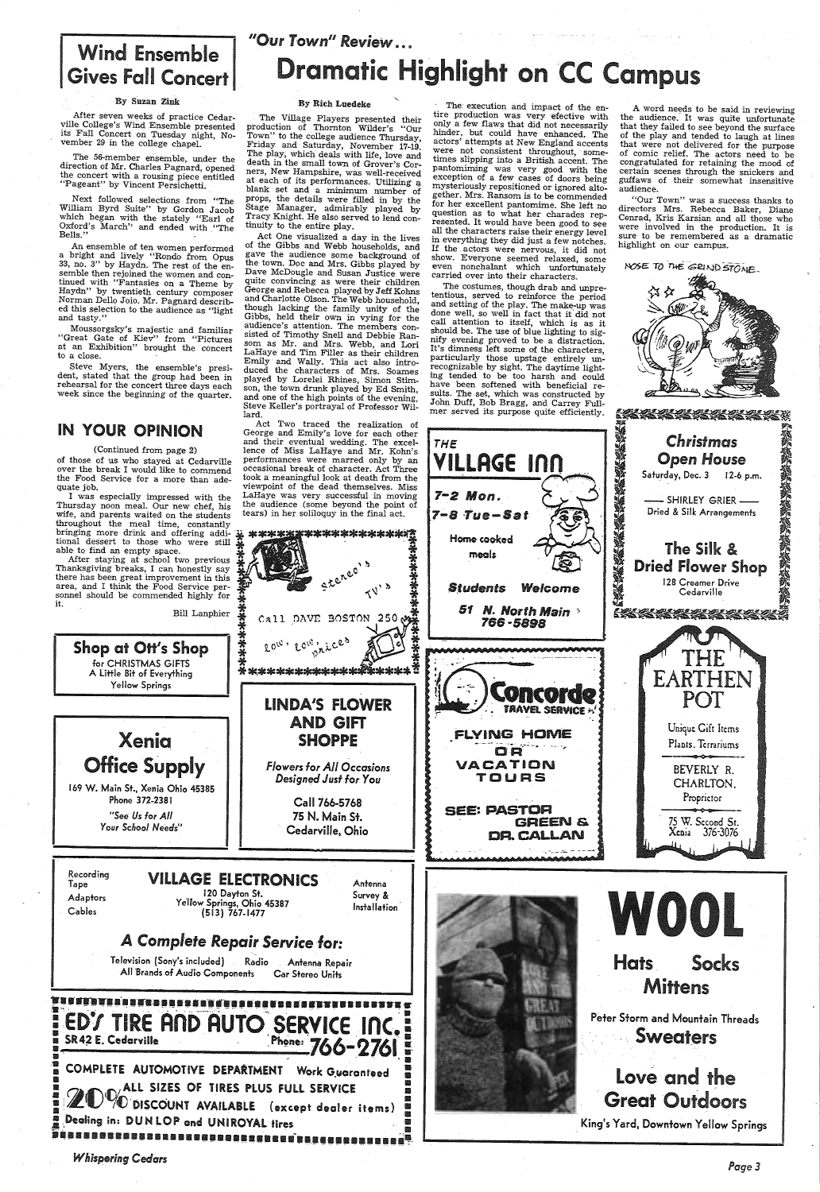# Wind Ensemble Gives Fall Concert

By Suzan Zink

After seven weeks of practice Cedarville College's Wind Ensemble presented its Fall Concert on Tuesday night, November 29 in the college chapel.

The 56-member ensemble, under the direction of Mr. Charles Pagnard, opened the concert with a rousing piece entitled "Pageant" by Vincent Persichetti.

Next followed selections from "The William Byrd Suite" by Gordon Jacob which began with the stately "Earl of Oxford's March" and ended with "The Bells."

An ensemble of ten women performed a bright and lively "Rondo from Opus 33, no. 3" by Haydn. The rest of the ensemble then rejoined the women and continued with "Fantasies on a Theme by Haydn" by twentieth century composer Norman Dello Joio. Mr. Pagnard described this selection to the audience as "light and tasty."

Moussorgsky's majestic and familiar "Great Gate of Kiev" from "Pictures at an Exhibition" brought the concert to a close.

Steve Myers, the ensemble's president, stated that the group had been in rehearsal for the concert three days each week since the beginning of the quarter.

## IN YOUR OPINION

(Continued from page 2)

of those of us who stayed at Cedarville over the break I would like to commend the Food Service for a more than adequate job.

I was especially impressed with the Thursday noon meal. Our new chef, his wife, and parents waited on the students throughout the meal time, constantly bringing more drink and offering additional dessert to those who were still able to find an empty space.

After staying at school two previous Thanksgiving breaks, I can honestly say there has been great improvement in this area, and I think the Food Service personnel should be commended highly for it.

Bill Lanphier

# "Our Town" Review... Dramatic Highlight on CC Campus

By Rich Luedeke

The Village Players presented their production of Thornton Wilder's "Our Town" to the college audience Thursday, Friday and Saturday, November 17-19. The play, which deals with life, love and death in the small town of Grover's Corners, New Hampshire, was well-received at each of its performances. Utilizing a blank set and a minimum number of props, the details were filled in by the Stage Manager, admirably played by Tracy Knight. He also served to lend continuity to the entire play.

Act One visualized a day in the lives of the Gibbs and Webb households, and gave the audience some background of the town. Doc and Mrs. Gibbs played by Dave McDougle and Susan Justice were quite convincing as were their children George and Rebecca played by Jeff Kohns and Charlotte Olson. The Webb household, though lacking the family unity of the Gibbs, held their own in vying for the audience's attention. The members consisted of Timothy Snell and Debbie Ransom as Mr. and Mrs. Webb, and Lori LaHaye and Tim Filler as their children Emily and Wally. This act also introduced the characters of Mrs. Soames played by Lorilei Rhines, Simon Stimson, the town drunk played by Ed Smith, and one of the high points of the evening, Steve Keller's portrayal of Professor Willard.

Act Two traced the realization of George and Emily's love for each other and their eventual wedding. The excellence of Miss LaHaye and Mr. Kohn's performances were marred only by an occasional break of character. Act Three took a meaningful look at death from the viewpoint of the dead themselves. Miss LaHaye was very successful in moving the audience (some beyond the point of tears) in her soliloquy in the final act.

The execution and impact of the entire production was very efective with only a few flaws that did not necessarily hinder, but could have enhanced. The actors' attempts at New England accents were not consistent throughout, sometimes slipping into a British accent. The pantomiming was very good with the exception of a few cases of doors being mysteriously repositioned or ignored altogether. Mrs. Ransom is to be commended for her excellent pantomime. She left no question as to what her charades represented. It would have been good to see all the characters raise their energy level in everything they did just a few notches. If the actors were nervous, it did not show. Everyone seemed relaxed, some even nonchalant which unfortunately carried over into their characters.

The costumes, though drab and unpretentious, served to reinforce the period and setting of the play. The make-up was done well, so well in fact that it did not call attention to itself, which is as it should be. The use of blue lighting to signify evening proved to be a distraction. It's dimness left some of the characters, particularly those upstage entirely unrecognizable by sight. The daytime lighting tended to be too harsh and could have been softened with beneficial results. The set, which was constructed by John Duff, Bob Bragg, and Carrey Fullmer served its purpose quite efficiently.

A word needs to be said in reviewing the audience. It was quite unfortunate that they failed to see beyond the surface of the play and tended to laugh at lines that were not delivered for the purpose of comic relief. The actors need to be congratulated for retaining the mood of certain scenes through the snickers and guffaws of their somewhat insensitive audience.

"Our Town" was a success thanks to directors Mrs. Rebecca Baker, Diane Conrad, Kris Karsian and all those who were involved in the production. It is sure to be remembered as a dramatic highlight on our campus.

NOSE TO THE GRIND STONE

---

**Shop at Ott's Shop**
for CHRISTMAS GIFTS
A Little Bit of Everything
Yellow Springs

**Xenia Office Supply**
169 W. Main St., Xenia Ohio 45385
Phone 372-2381
*"See Us for All Your School Needs"*

stereo's TV's
Call DAVE BOSTON 250
low, low, prices

**LINDA'S FLOWER AND GIFT SHOPPE**
*Flowers for All Occasions Designed Just for You*
Call 766-5768
75 N. Main St.
Cedarville, Ohio

**THE VILLAGE INN**
7-2 Mon.
7-8 Tue-Sat
Home cooked meals
Students Welcome
51 N. North Main
766-5898

**Concorde TRAVEL SERVICE**
FLYING HOME OR VACATION TOURS
SEE: PASTOR GREEN & DR. CALLAN

**Christmas Open House**
Saturday, Dec. 3 12-6 p.m.
— SHIRLEY GRIER —
Dried & Silk Arrangements
**The Silk & Dried Flower Shop**
128 Creamer Drive
Cedarville

**THE EARTHEN POT**
Unique Gift Items
Plants, Terrariums
BEVERLY R. CHARLTON, Proprietor
75 W. Second St.
Xenia 376-3076

**VILLAGE ELECTRONICS**
120 Dayton St.
Yellow Springs, Ohio 45387
(513) 767-1477
Recording Tape
Adaptors
Cables
Antenna Survey & Installation
*A Complete Repair Service for:*
Television (Sony's included) Radio Antenna Repair
All Brands of Audio Components Car Stereo Units

**ED'S TIRE AND AUTO SERVICE INC.**
SR42 E. Cedarville Phone: 766-2761
COMPLETE AUTOMOTIVE DEPARTMENT Work Guaranteed
20% ALL SIZES OF TIRES PLUS FULL SERVICE
DISCOUNT AVAILABLE (except dealer items)
Dealing in: DUNLOP and UNIROYAL tires

**WOOL**
Hats Socks
Mittens
Peter Storm and Mountain Threads
Sweaters
**Love and the Great Outdoors**
King's Yard, Downtown Yellow Springs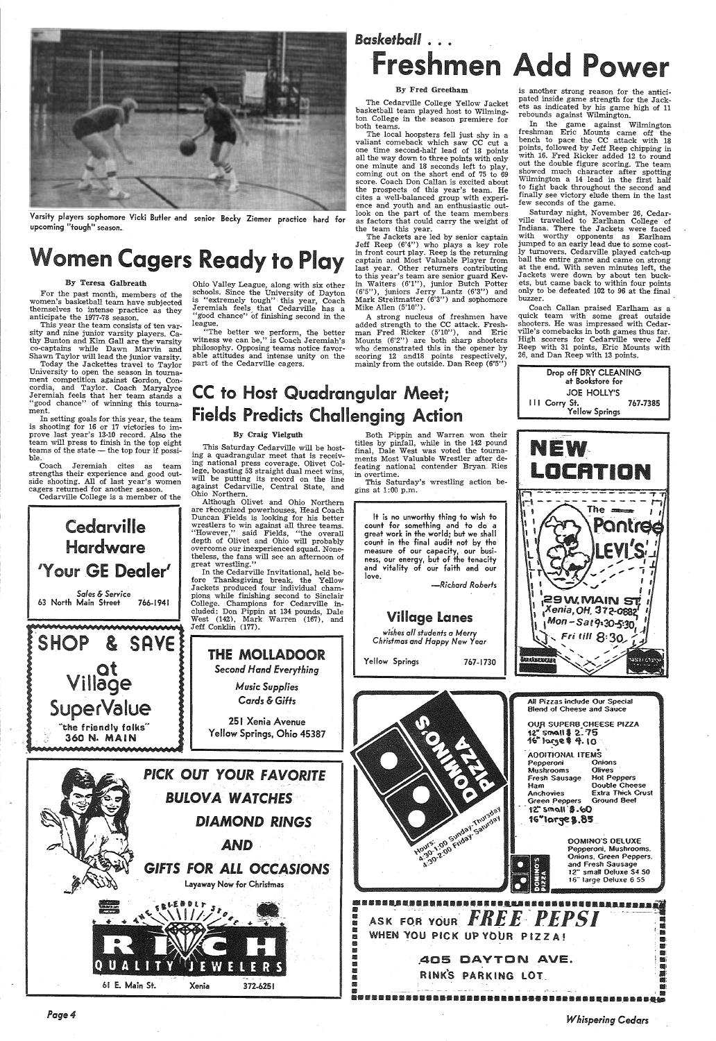Varsity players sophomore Vicki Butler and senior Becky Ziemer practice hard for upcoming "tough" season.

# Women Cagers Ready to Play

By Teresa Galbreath

For the past month, members of the women's basketball team have subjected themselves to intense practice as they anticipate the 1977-78 season.

This year the team consists of ten varsity and nine junior varsity players. Cathy Bunton and Kim Gall are the varsity co-captains while Dawn Marvin and Shawn Taylor will lead the junior varsity.

Today the Jackettes travel to Taylor University to open the season in tournament competition against Gordon, Concordia, and Taylor. Coach Maryalyce Jeremiah feels that her team stands a "good chance" of winning this tournament.

In setting goals for this year, the team is shooting for 16 or 17 victories to improve last year's 13-10 record. Also the team will press to finish in the top eight teams of the state — the top four if possible.

Coach Jeremiah cites as team strengths their experience and good outside shooting. All of last year's women cagers returned for another season.

Cedarville College is a member of the Ohio Valley League, along with six other schools. Since the University of Dayton is "extremely tough" this year, Coach Jeremiah feels that Cedarville has a "good chance" of finishing second in the league.

"The better we perform, the better witness we can be," is Coach Jeremiah's philosophy. Opposing teams notice favorable attitudes and intense unity on the part of the Cedarville cagers.

*Basketball . . .*

# Freshmen Add Power

By Fred Greetham

The Cedarville College Yellow Jacket basketball team played host to Wilmington College in the season premiere for both teams.

The local hoopsters fell just shy in a valiant comeback which saw CC cut a one time second-half lead of 18 points all the way down to three points with only one minute and 18 seconds left to play, coming out on the short end of 75 to 69 score. Coach Don Callan is excited about the prospects of this year's team. He cites a well-balanced group with experience and youth and an enthusiastic outlook on the part of the team members as factors that could carry the weight of the team this year.

The Jackets are led by senior captain Jeff Reep (6'4") who plays a key role in front court play. Reep is the returning captain and Most Valuable Player from last year. Other returners contributing to this year's team are senior guard Kevin Waiters (6'1"), junior Butch Potter (6'5"), juniors Jerry Lantz (6'3") and Mark Streitmatter (6'3") and sophomore Mike Allen (5'10").

A strong nucleus of freshmen have added strength to the CC attack. Freshman Fred Ricker (5'10"), and Eric Mounts (6'2") are both sharp shooters who demonstrated this in the opener by scoring 12 and18 points respectively, mainly from the outside. Dan Reep (6'5") is another strong reason for the anticipated inside game strength for the Jackets as indicated by his game high of 11 rebounds against Wilmington.

In the game against Wilmington freshman Eric Mounts came off the bench to pace the CC attack with 18 points, followed by Jeff Reep chipping in with 16. Fred Ricker added 12 to round out the double figure scoring. The team showed much character after spotting Wilmington a 14 lead in the first half to fight back throughout the second and finally see victory elude them in the last few seconds of the game.

Saturday night, November 26, Cedarville travelled to Earlham College of Indiana. There the Jackets were faced with worthy opponents as Earlham jumped to an early lead due to some costly turnovers. Cedarville played catch-up ball the entire game and came on strong at the end. With seven minutes left, the Jackets were down by about ten buckets, but came back to within four points only to be defeated 102 to 96 at the final buzzer.

Coach Callan praised Earlham as a quick team with some great outside shooters. He was impressed with Cedarville's comebacks in both games thus far. High scorers for Cedarville were Jeff Reep with 31 points, Eric Mounts with 26, and Dan Reep with 13 points.

# CC to Host Quadrangular Meet; Fields Predicts Challenging Action

By Craig Vielguth

This Saturday Cedarville will be hosting a quadrangular meet that is receiving national press coverage. Olivet College, boasting 53 straight dual meet wins, will be putting its record on the line against Cedarville, Central State, and Ohio Northern.

Although Olivet and Ohio Northern are recognized powerhouses, Head Coach Duncan Fields is looking for his better wrestlers to win against all three teams. "However," said Fields, "the overall depth of Olivet and Ohio will probably overcome our inexperienced squad. Nonetheless, the fans will see an afternoon of great wrestling."

In the Cedarville Invitational, held before Thanksgiving break, the Yellow Jackets produced four individual champions while finishing second to Sinclair College. Champions for Cedarville included: Don Pippin at 134 pounds, Dale West (142), Mark Warren (167), and Jeff Conklin (177).

Both Pippin and Warren won their titles by pinfall, while in the 142 pound final, Dale West was voted the tournaments Most Valuable Wrestler after defeating national contender Bryan Ries in overtime.

This Saturday's wrestling action begins at 1:00 p.m.

---

Drop off DRY CLEANING at Bookstore for
JOE HOLLY'S
111 Corry St. 767-7385
Yellow Springs

---

NEW LOCATION

The Pantree
LEVI'S
29 W. MAIN ST.
Xenia, OH. 372-0682
Mon-Sat 9:30-5:30
Fri till 8:30

---

Cedarville Hardware
'Your GE Dealer'
Sales & Service
63 North Main Street 766-1941

---

SHOP & SAVE
at
Village
SuperValue
"the friendly folks"
360 N. MAIN

---

THE MOLLADOOR
*Second Hand Everything*
*Music Supplies*
*Cards & Gifts*
251 Xenia Avenue
Yellow Springs, Ohio 45387

---

It is no unworthy thing to wish to count for something and to do a great work in the world; but we shall count in the final audit not by the measure of our capacity, our business, our energy, but of the tenacity and vitality of our faith and our love.

—*Richard Roberts*

Village Lanes
*wishes all students a Merry Christmas and Happy New Year*
Yellow Springs 767-1730

---

PICK OUT YOUR FAVORITE
BULOVA WATCHES
DIAMOND RINGS
AND
GIFTS FOR ALL OCCASIONS
Layaway Now for Christmas

The Friendly Store
RICH
QUALITY JEWELERS
61 E. Main St. Xenia 372-6251

---

DOMINO'S PIZZA
Hours: 4:30-1:00 Sunday-Thursday
4:30-2:00 Friday-Saturday

All Pizzas include Our Special Blend of Cheese and Sauce

OUR SUPERB CHEESE PIZZA
12" small $ 2.75
16" large $ 4.10

ADDITIONAL ITEMS

| | |
|---|---|
| Pepperoni | Onions |
| Mushrooms | Olives |
| Fresh Sausage | Hot Peppers |
| Ham | Double Cheese |
| Anchovies | Extra Thick Crust |
| Green Peppers | Ground Beef |

12" small $ .60
16" large $ .85

DOMINO'S DELUXE
Pepperoni, Mushrooms, Onions, Green Peppers, and Fresh Sausage
12" small Deluxe $4 50
16" large Deluxe 6 55

ASK FOR YOUR FREE PEPSI
WHEN YOU PICK UP YOUR PIZZA!

405 DAYTON AVE.
RINK'S PARKING LOT